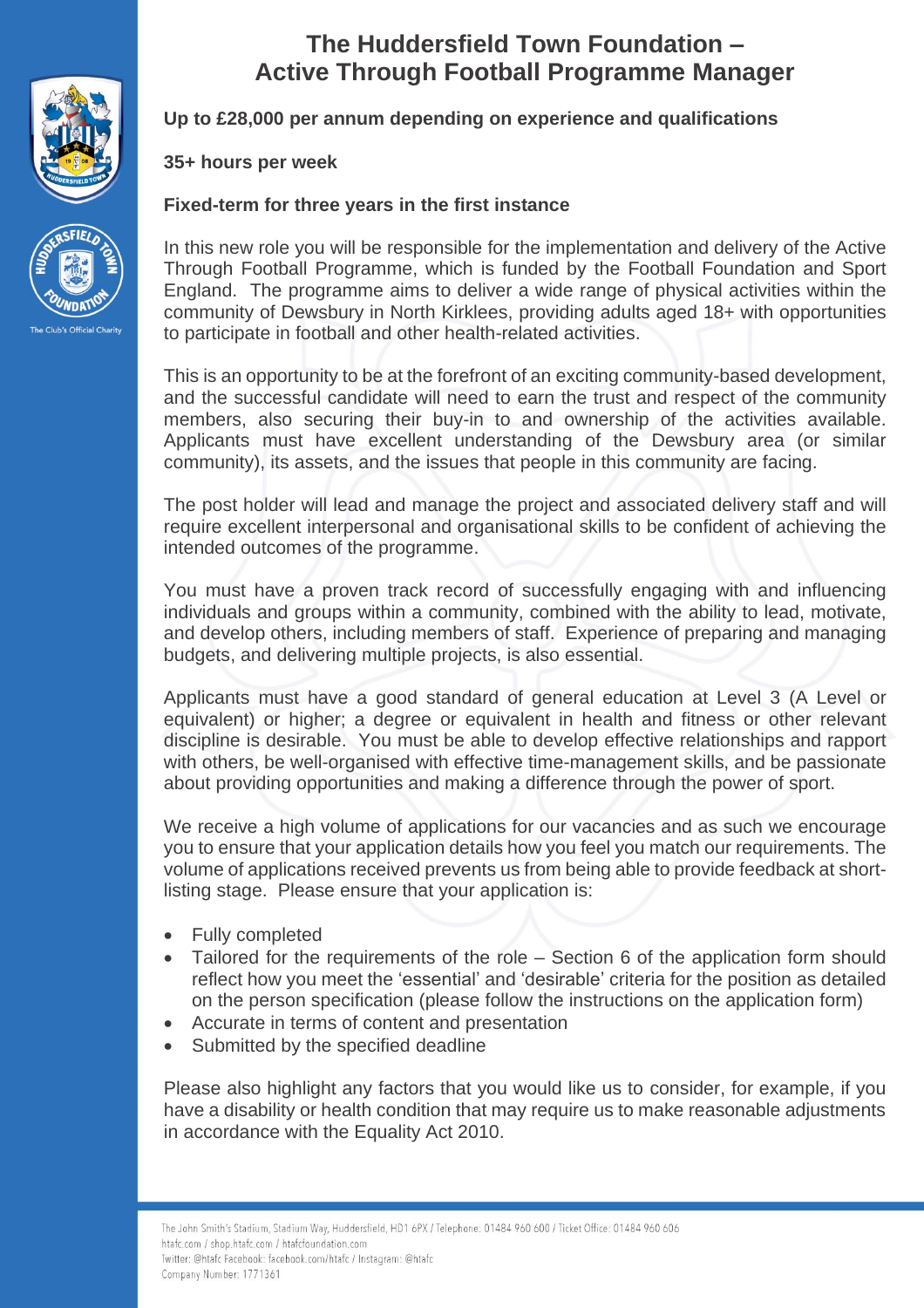# The Huddersfield Town Foundation – Active Through Football Programme Manager

**Up to £28,000 per annum depending on experience and qualifications**

**35+ hours per week**

**Fixed-term for three years in the first instance**

In this new role you will be responsible for the implementation and delivery of the Active Through Football Programme, which is funded by the Football Foundation and Sport England. The programme aims to deliver a wide range of physical activities within the community of Dewsbury in North Kirklees, providing adults aged 18+ with opportunities to participate in football and other health-related activities.

This is an opportunity to be at the forefront of an exciting community-based development, and the successful candidate will need to earn the trust and respect of the community members, also securing their buy-in to and ownership of the activities available. Applicants must have excellent understanding of the Dewsbury area (or similar community), its assets, and the issues that people in this community are facing.

The post holder will lead and manage the project and associated delivery staff and will require excellent interpersonal and organisational skills to be confident of achieving the intended outcomes of the programme.

You must have a proven track record of successfully engaging with and influencing individuals and groups within a community, combined with the ability to lead, motivate, and develop others, including members of staff. Experience of preparing and managing budgets, and delivering multiple projects, is also essential.

Applicants must have a good standard of general education at Level 3 (A Level or equivalent) or higher; a degree or equivalent in health and fitness or other relevant discipline is desirable. You must be able to develop effective relationships and rapport with others, be well-organised with effective time-management skills, and be passionate about providing opportunities and making a difference through the power of sport.

We receive a high volume of applications for our vacancies and as such we encourage you to ensure that your application details how you feel you match our requirements. The volume of applications received prevents us from being able to provide feedback at short-listing stage. Please ensure that your application is:

- Fully completed
- Tailored for the requirements of the role – Section 6 of the application form should reflect how you meet the 'essential' and 'desirable' criteria for the position as detailed on the person specification (please follow the instructions on the application form)
- Accurate in terms of content and presentation
- Submitted by the specified deadline

Please also highlight any factors that you would like us to consider, for example, if you have a disability or health condition that may require us to make reasonable adjustments in accordance with the Equality Act 2010.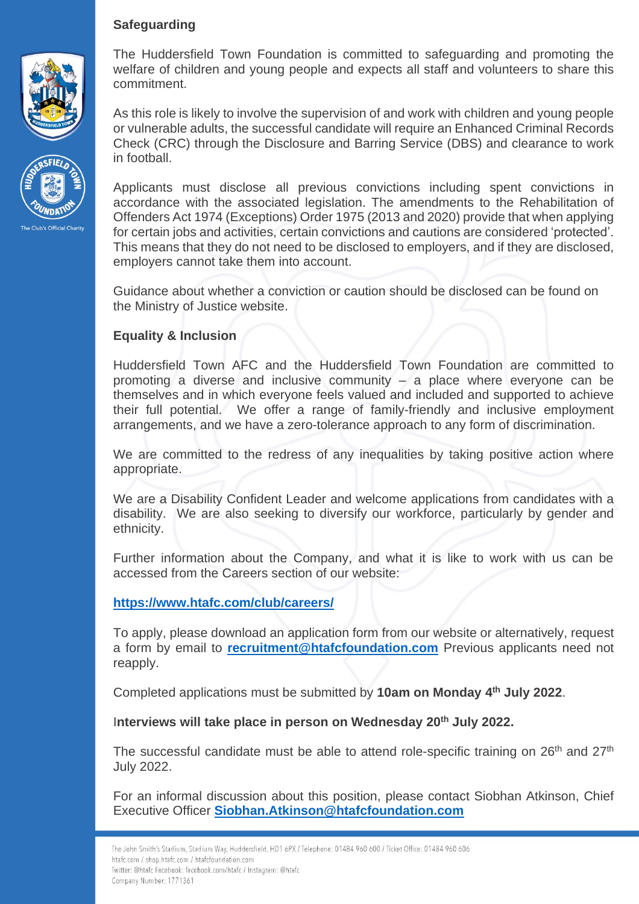## Safeguarding

The Huddersfield Town Foundation is committed to safeguarding and promoting the welfare of children and young people and expects all staff and volunteers to share this commitment.

As this role is likely to involve the supervision of and work with children and young people or vulnerable adults, the successful candidate will require an Enhanced Criminal Records Check (CRC) through the Disclosure and Barring Service (DBS) and clearance to work in football.

Applicants must disclose all previous convictions including spent convictions in accordance with the associated legislation. The amendments to the Rehabilitation of Offenders Act 1974 (Exceptions) Order 1975 (2013 and 2020) provide that when applying for certain jobs and activities, certain convictions and cautions are considered 'protected'. This means that they do not need to be disclosed to employers, and if they are disclosed, employers cannot take them into account.

Guidance about whether a conviction or caution should be disclosed can be found on the Ministry of Justice website.

## Equality & Inclusion

Huddersfield Town AFC and the Huddersfield Town Foundation are committed to promoting a diverse and inclusive community – a place where everyone can be themselves and in which everyone feels valued and included and supported to achieve their full potential. We offer a range of family-friendly and inclusive employment arrangements, and we have a zero-tolerance approach to any form of discrimination.

We are committed to the redress of any inequalities by taking positive action where appropriate.

We are a Disability Confident Leader and welcome applications from candidates with a disability. We are also seeking to diversify our workforce, particularly by gender and ethnicity.

Further information about the Company, and what it is like to work with us can be accessed from the Careers section of our website:

**https://www.htafc.com/club/careers/**

To apply, please download an application form from our website or alternatively, request a form by email to **recruitment@htafcfoundation.com** Previous applicants need not reapply.

Completed applications must be submitted by **10am on Monday 4th July 2022**.

I**nterviews will take place in person on Wednesday 20th July 2022.**

The successful candidate must be able to attend role-specific training on 26th and 27th July 2022.

For an informal discussion about this position, please contact Siobhan Atkinson, Chief Executive Officer **Siobhan.Atkinson@htafcfoundation.com**